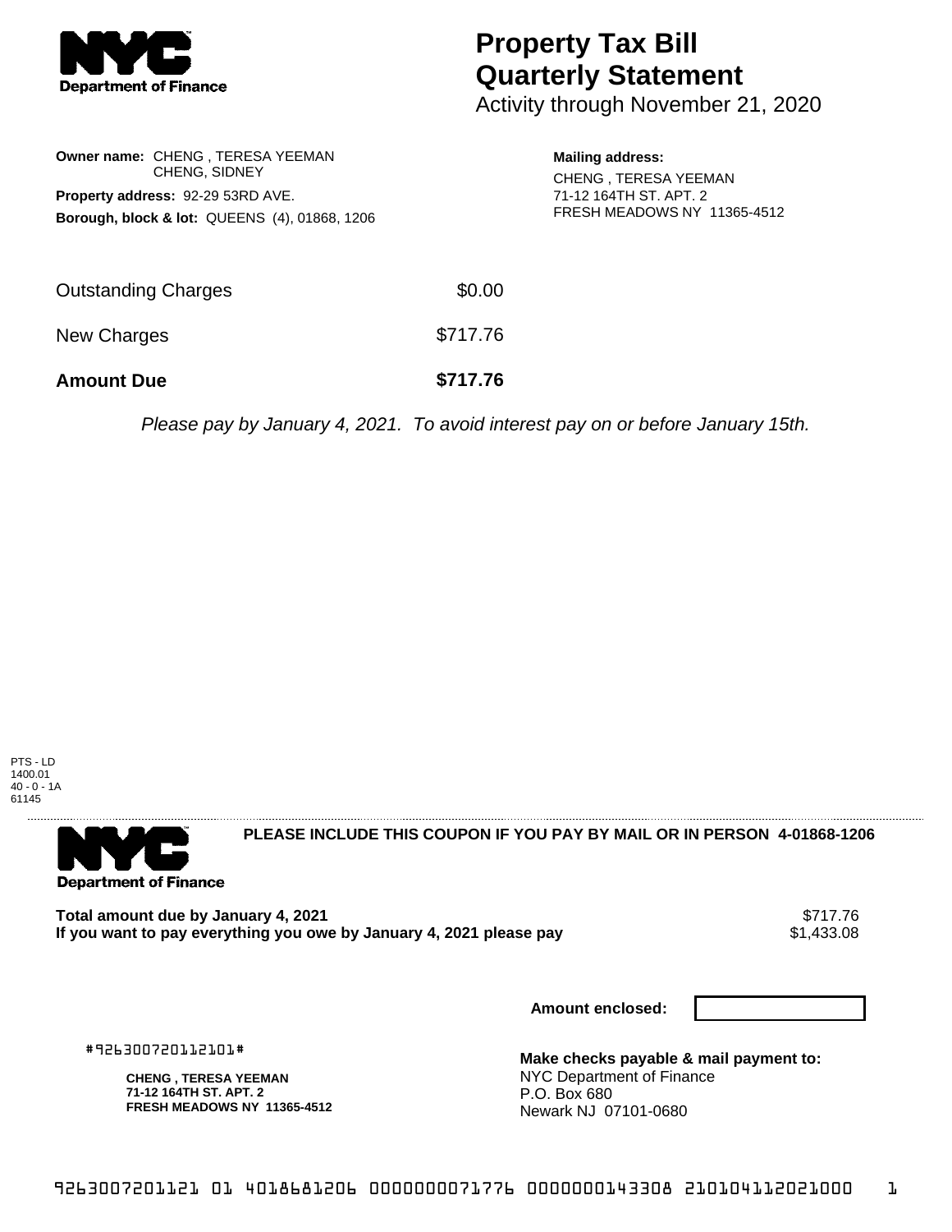# Property Tax Bill Quarterly Statement

Activity through November 21, 2020

**Owner name:** CHENG , TERESA YEEMAN
CHENG, SIDNEY

**Property address:** 92-29 53RD AVE.

**Borough, block & lot:** QUEENS (4), 01868, 1206

**Mailing address:**
CHENG , TERESA YEEMAN
71-12 164TH ST. APT. 2
FRESH MEADOWS NY 11365-4512

| | |
|---|---|
| Outstanding Charges | $0.00 |
| New Charges | $717.76 |
| **Amount Due** | **$717.76** |

*Please pay by January 4, 2021. To avoid interest pay on or before January 15th.*

PTS - LD
1400.01
40 - 0 - 1A
61145

**PLEASE INCLUDE THIS COUPON IF YOU PAY BY MAIL OR IN PERSON 4-01868-1206**

| | |
|---|---|
| **Total amount due by January 4, 2021** | $717.76 |
| **If you want to pay everything you owe by January 4, 2021 please pay** | $1,433.08 |

**Amount enclosed:**

#926300720112101#

**CHENG , TERESA YEEMAN**
**71-12 164TH ST. APT. 2**
**FRESH MEADOWS NY 11365-4512**

**Make checks payable & mail payment to:**
NYC Department of Finance
P.O. Box 680
Newark NJ 07101-0680

9263007201121 01 4018681206 0000000071776 0000000143308 210104112021000 1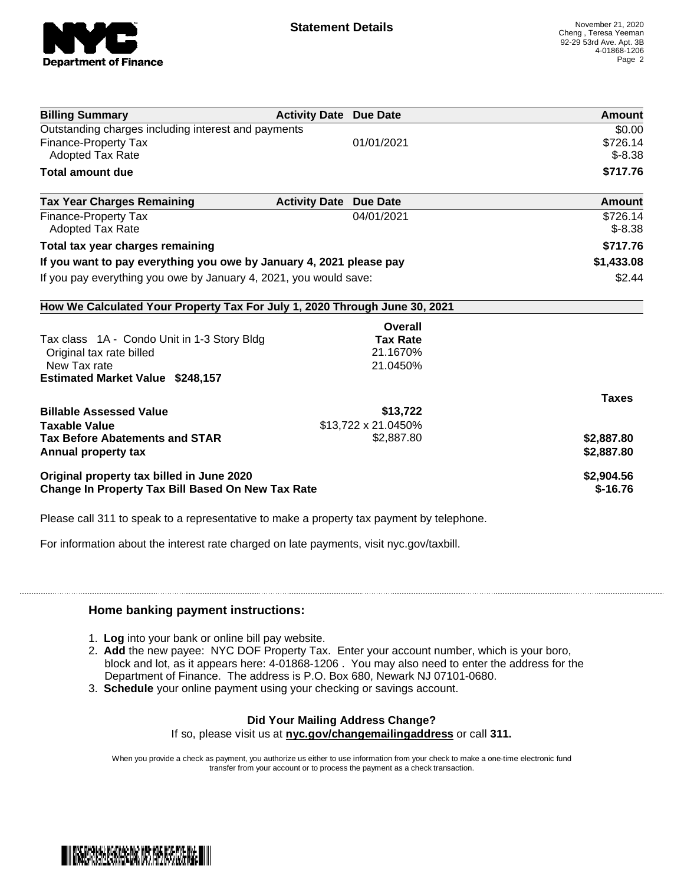**Statement Details**

November 21, 2020
Cheng , Teresa Yeeman
92-29 53rd Ave. Apt. 3B
4-01868-1206

| Billing Summary | Activity Date | Due Date | Amount |
|---|---|---|---|
| Outstanding charges including interest and payments | | | $0.00 |
| Finance-Property Tax | | 01/01/2021 | $726.14 |
| Adopted Tax Rate | | | $-8.38 |
| **Total amount due** | | | **$717.76** |

| Tax Year Charges Remaining | Activity Date | Due Date | Amount |
|---|---|---|---|
| Finance-Property Tax | | 04/01/2021 | $726.14 |
| Adopted Tax Rate | | | $-8.38 |
| **Total tax year charges remaining** | | | **$717.76** |
| **If you want to pay everything you owe by January 4, 2021 please pay** | | | **$1,433.08** |
| If you pay everything you owe by January 4, 2021, you would save: | | | $2.44 |

**How We Calculated Your Property Tax For July 1, 2020 Through June 30, 2021**

| | Overall Tax Rate | Taxes |
|---|---|---|
| Tax class 1A - Condo Unit in 1-3 Story Bldg | | |
| Original tax rate billed | 21.1670% | |
| New Tax rate | 21.0450% | |
| **Estimated Market Value $248,157** | | |
| **Billable Assessed Value** | **$13,722** | |
| **Taxable Value** | $13,722 x 21.0450% | |
| **Tax Before Abatements and STAR** | $2,887.80 | **$2,887.80** |
| **Annual property tax** | | **$2,887.80** |
| **Original property tax billed in June 2020** | | **$2,904.56** |
| **Change In Property Tax Bill Based On New Tax Rate** | | **$-16.76** |

Please call 311 to speak to a representative to make a property tax payment by telephone.

For information about the interest rate charged on late payments, visit nyc.gov/taxbill.

## Home banking payment instructions:

1. **Log** into your bank or online bill pay website.
2. **Add** the new payee: NYC DOF Property Tax. Enter your account number, which is your boro, block and lot, as it appears here: 4-01868-1206 . You may also need to enter the address for the Department of Finance. The address is P.O. Box 680, Newark NJ 07101-0680.
3. **Schedule** your online payment using your checking or savings account.

**Did Your Mailing Address Change?**
If so, please visit us at **nyc.gov/changemailingaddress** or call **311.**

When you provide a check as payment, you authorize us either to use information from your check to make a one-time electronic fund transfer from your account or to process the payment as a check transaction.